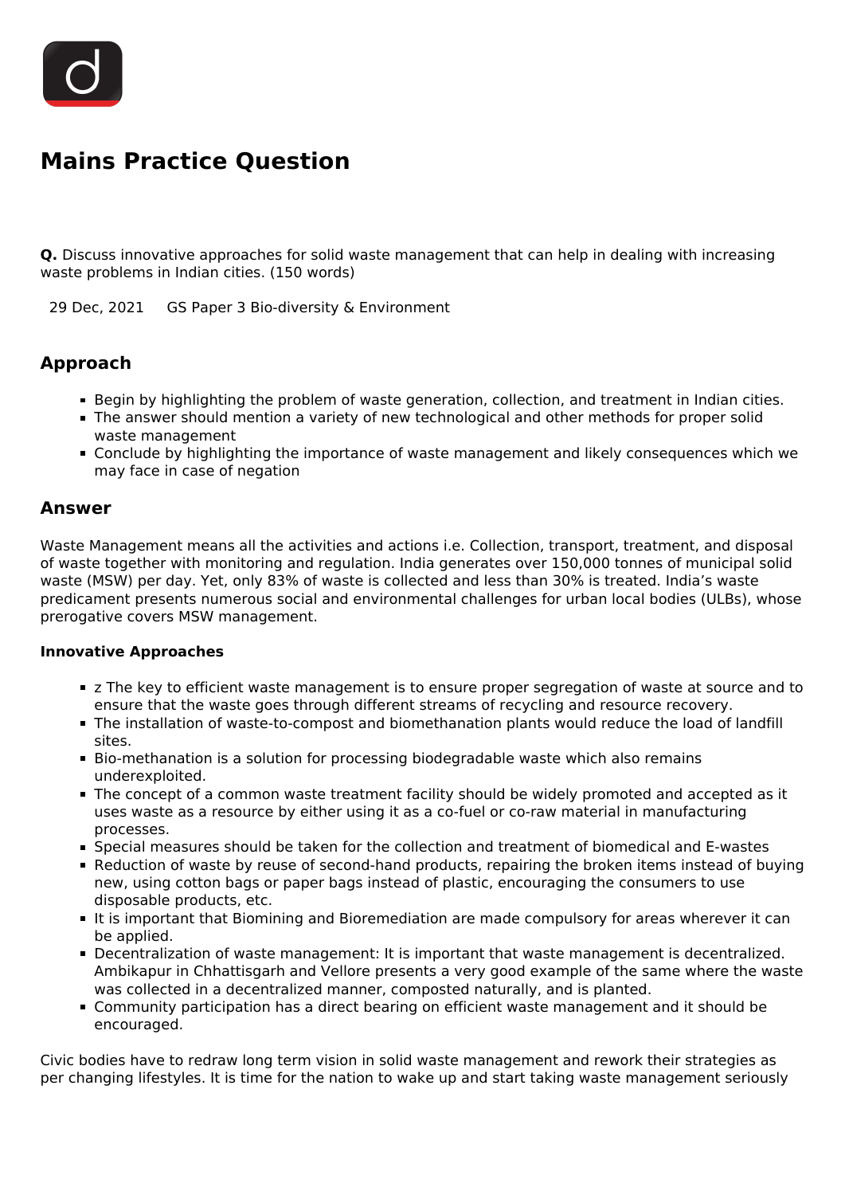# Mains Practice Question

**Q.** Discuss innovative approaches for solid waste management that can help in dealing with increasing waste problems in Indian cities. (150 words)

29 Dec, 2021 GS Paper 3 Bio-diversity & Environment

## Approach

- Begin by highlighting the problem of waste generation, collection, and treatment in Indian cities.
- The answer should mention a variety of new technological and other methods for proper solid waste management
- Conclude by highlighting the importance of waste management and likely consequences which we may face in case of negation

## Answer

Waste Management means all the activities and actions i.e. Collection, transport, treatment, and disposal of waste together with monitoring and regulation. India generates over 150,000 tonnes of municipal solid waste (MSW) per day. Yet, only 83% of waste is collected and less than 30% is treated. India's waste predicament presents numerous social and environmental challenges for urban local bodies (ULBs), whose prerogative covers MSW management.

**Innovative Approaches**

- z The key to efficient waste management is to ensure proper segregation of waste at source and to ensure that the waste goes through different streams of recycling and resource recovery.
- The installation of waste-to-compost and biomethanation plants would reduce the load of landfill sites.
- Bio-methanation is a solution for processing biodegradable waste which also remains underexploited.
- The concept of a common waste treatment facility should be widely promoted and accepted as it uses waste as a resource by either using it as a co-fuel or co-raw material in manufacturing processes.
- Special measures should be taken for the collection and treatment of biomedical and E-wastes
- Reduction of waste by reuse of second-hand products, repairing the broken items instead of buying new, using cotton bags or paper bags instead of plastic, encouraging the consumers to use disposable products, etc.
- It is important that Biomining and Bioremediation are made compulsory for areas wherever it can be applied.
- Decentralization of waste management: It is important that waste management is decentralized. Ambikapur in Chhattisgarh and Vellore presents a very good example of the same where the waste was collected in a decentralized manner, composted naturally, and is planted.
- Community participation has a direct bearing on efficient waste management and it should be encouraged.

Civic bodies have to redraw long term vision in solid waste management and rework their strategies as per changing lifestyles. It is time for the nation to wake up and start taking waste management seriously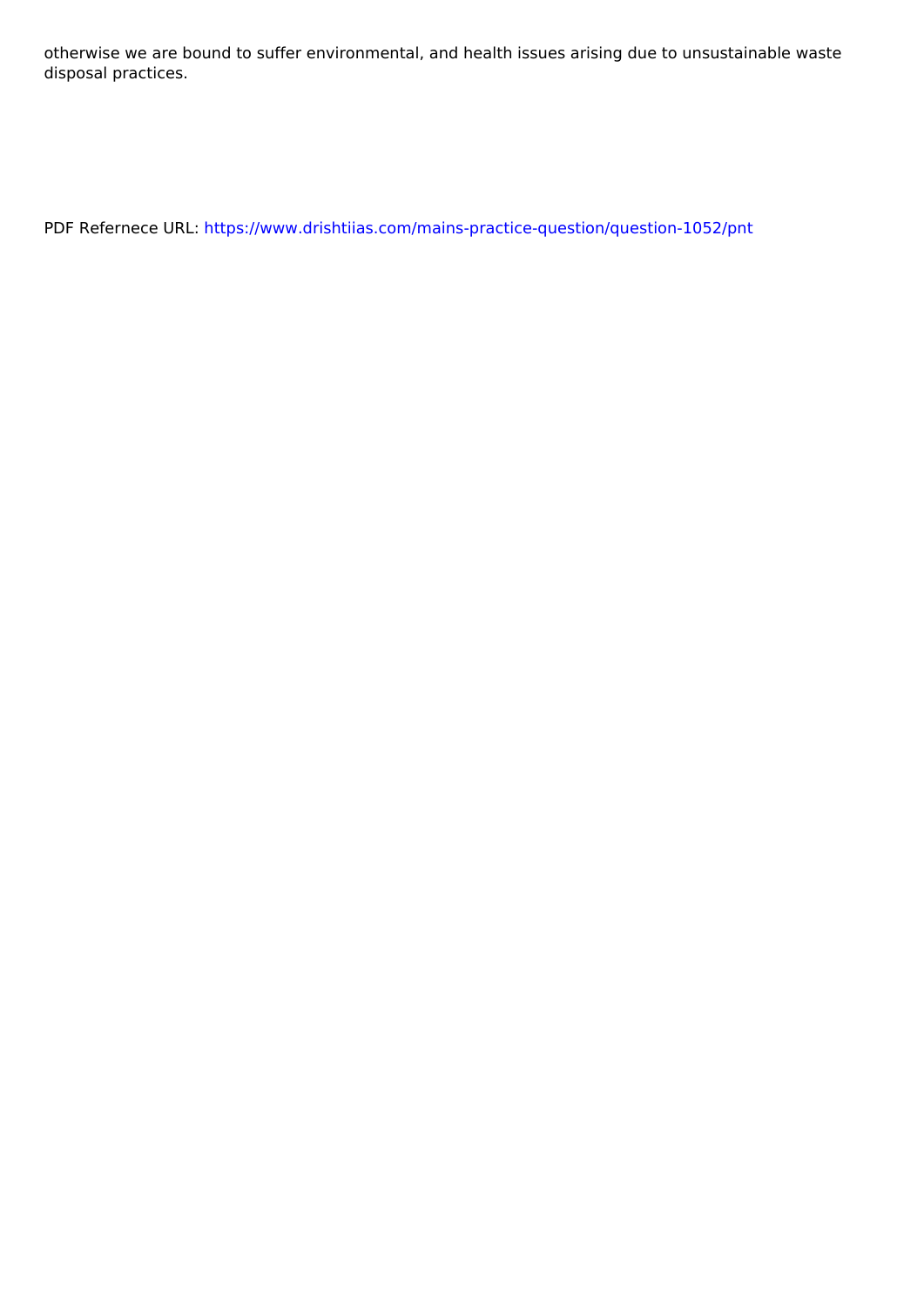otherwise we are bound to suffer environmental, and health issues arising due to unsustainable waste disposal practices.

PDF Refernece URL: https://www.drishtiias.com/mains-practice-question/question-1052/pnt